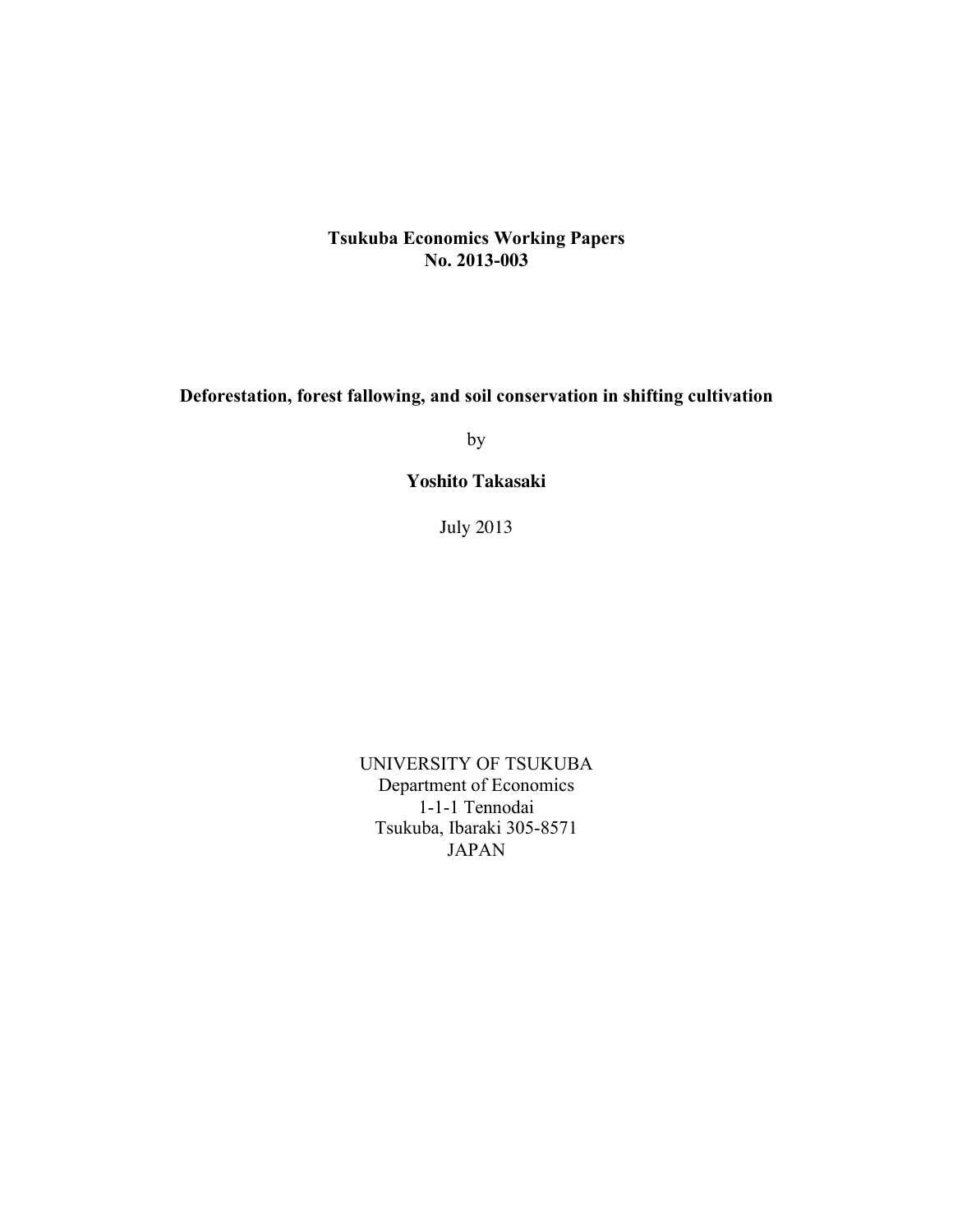**Tsukuba Economics Working Papers**
**No. 2013-003**

# Deforestation, forest fallowing, and soil conservation in shifting cultivation

by

**Yoshito Takasaki**

July 2013

UNIVERSITY OF TSUKUBA
Department of Economics
1-1-1 Tennodai
Tsukuba, Ibaraki 305-8571
JAPAN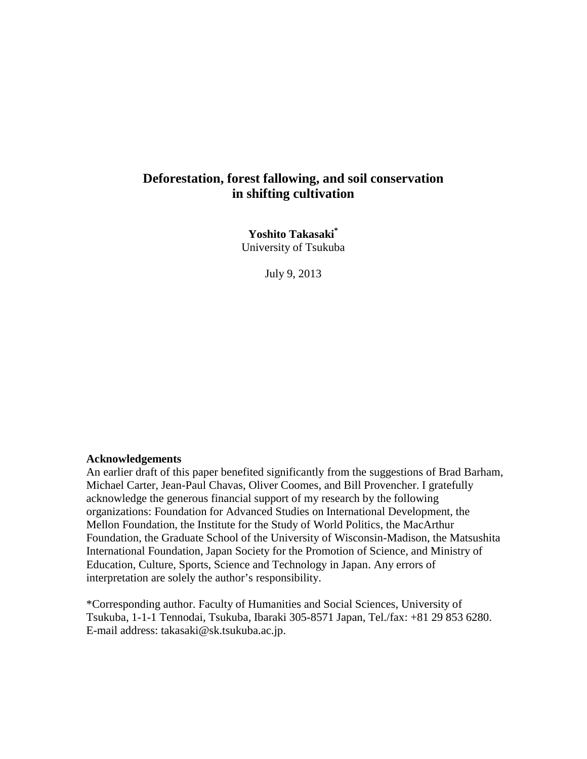# Deforestation, forest fallowing, and soil conservation in shifting cultivation

**Yoshito Takasaki***

University of Tsukuba

July 9, 2013

**Acknowledgements**

An earlier draft of this paper benefited significantly from the suggestions of Brad Barham, Michael Carter, Jean-Paul Chavas, Oliver Coomes, and Bill Provencher. I gratefully acknowledge the generous financial support of my research by the following organizations: Foundation for Advanced Studies on International Development, the Mellon Foundation, the Institute for the Study of World Politics, the MacArthur Foundation, the Graduate School of the University of Wisconsin-Madison, the Matsushita International Foundation, Japan Society for the Promotion of Science, and Ministry of Education, Culture, Sports, Science and Technology in Japan. Any errors of interpretation are solely the author's responsibility.

*Corresponding author. Faculty of Humanities and Social Sciences, University of Tsukuba, 1-1-1 Tennodai, Tsukuba, Ibaraki 305-8571 Japan, Tel./fax: +81 29 853 6280. E-mail address: takasaki@sk.tsukuba.ac.jp.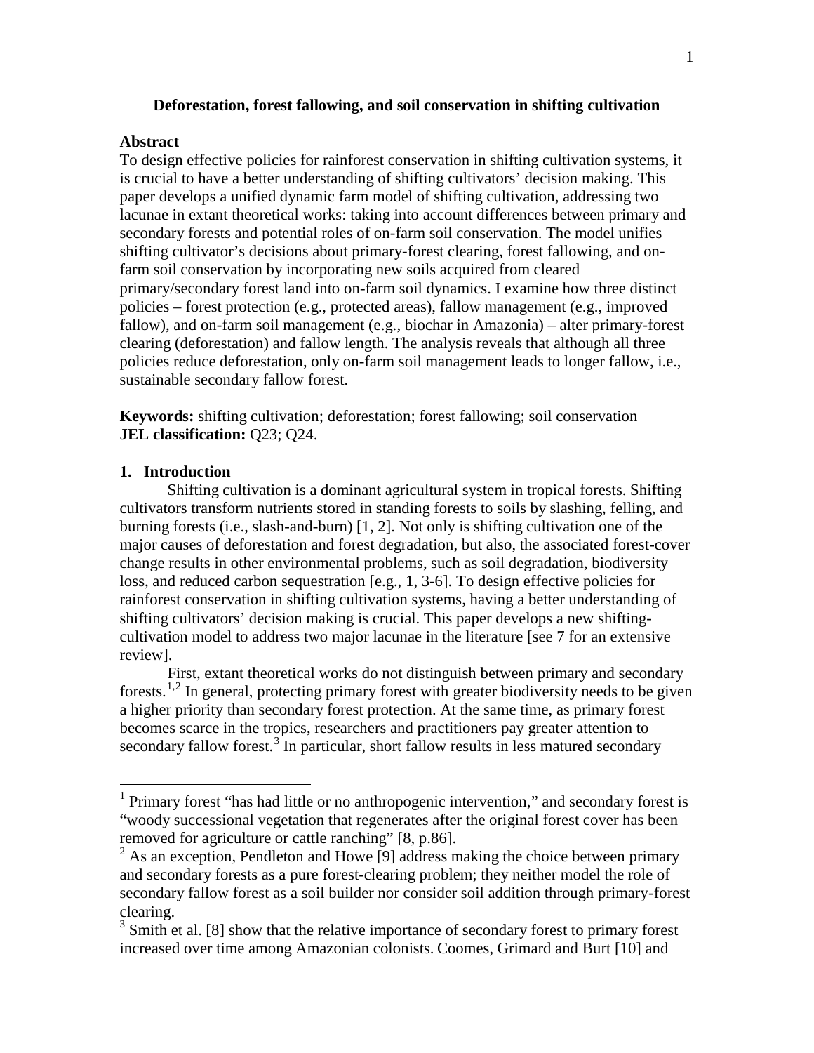**Deforestation, forest fallowing, and soil conservation in shifting cultivation**

**Abstract**

To design effective policies for rainforest conservation in shifting cultivation systems, it is crucial to have a better understanding of shifting cultivators' decision making. This paper develops a unified dynamic farm model of shifting cultivation, addressing two lacunae in extant theoretical works: taking into account differences between primary and secondary forests and potential roles of on-farm soil conservation. The model unifies shifting cultivator's decisions about primary-forest clearing, forest fallowing, and on-farm soil conservation by incorporating new soils acquired from cleared primary/secondary forest land into on-farm soil dynamics. I examine how three distinct policies – forest protection (e.g., protected areas), fallow management (e.g., improved fallow), and on-farm soil management (e.g., biochar in Amazonia) – alter primary-forest clearing (deforestation) and fallow length. The analysis reveals that although all three policies reduce deforestation, only on-farm soil management leads to longer fallow, i.e., sustainable secondary fallow forest.

**Keywords:** shifting cultivation; deforestation; forest fallowing; soil conservation
**JEL classification:** Q23; Q24.

## 1. Introduction

Shifting cultivation is a dominant agricultural system in tropical forests. Shifting cultivators transform nutrients stored in standing forests to soils by slashing, felling, and burning forests (i.e., slash-and-burn) [1, 2]. Not only is shifting cultivation one of the major causes of deforestation and forest degradation, but also, the associated forest-cover change results in other environmental problems, such as soil degradation, biodiversity loss, and reduced carbon sequestration [e.g., 1, 3-6]. To design effective policies for rainforest conservation in shifting cultivation systems, having a better understanding of shifting cultivators' decision making is crucial. This paper develops a new shifting-cultivation model to address two major lacunae in the literature [see 7 for an extensive review].

First, extant theoretical works do not distinguish between primary and secondary forests.[1,2] In general, protecting primary forest with greater biodiversity needs to be given a higher priority than secondary forest protection. At the same time, as primary forest becomes scarce in the tropics, researchers and practitioners pay greater attention to secondary fallow forest.[3] In particular, short fallow results in less matured secondary

---

[1] Primary forest "has had little or no anthropogenic intervention," and secondary forest is "woody successional vegetation that regenerates after the original forest cover has been removed for agriculture or cattle ranching" [8, p.86].

[2] As an exception, Pendleton and Howe [9] address making the choice between primary and secondary forests as a pure forest-clearing problem; they neither model the role of secondary fallow forest as a soil builder nor consider soil addition through primary-forest clearing.

[3] Smith et al. [8] show that the relative importance of secondary forest to primary forest increased over time among Amazonian colonists. Coomes, Grimard and Burt [10] and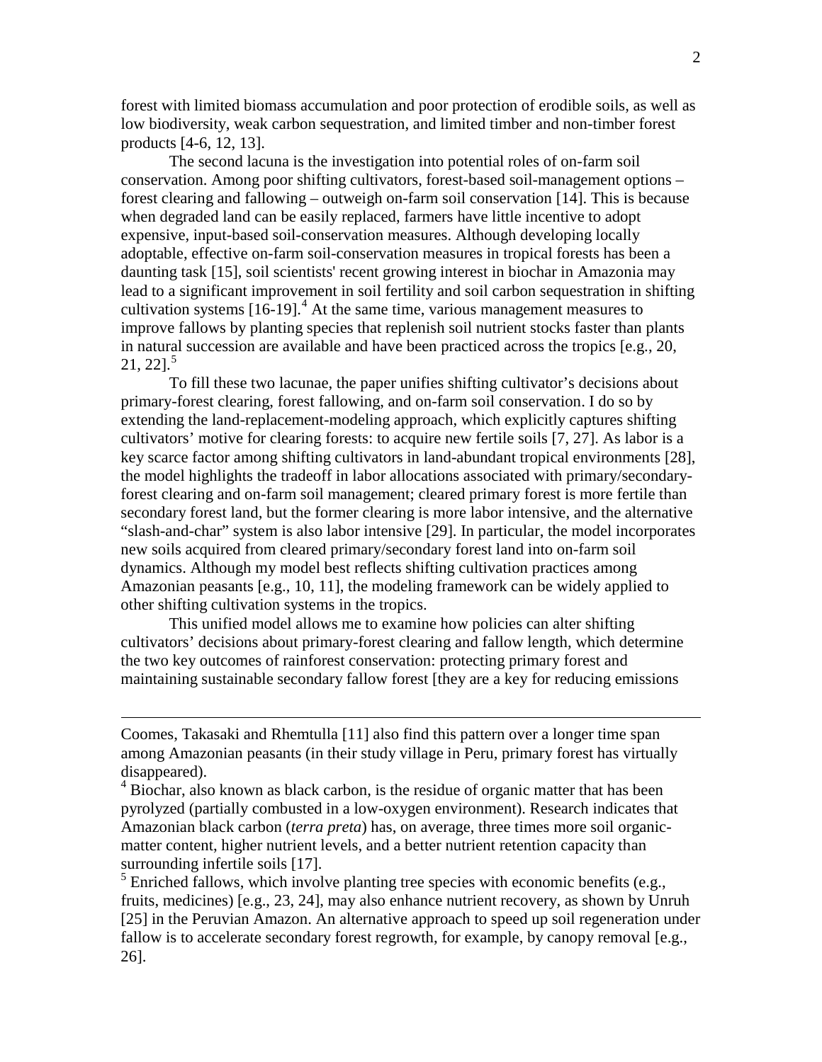forest with limited biomass accumulation and poor protection of erodible soils, as well as low biodiversity, weak carbon sequestration, and limited timber and non-timber forest products [4-6, 12, 13].

The second lacuna is the investigation into potential roles of on-farm soil conservation. Among poor shifting cultivators, forest-based soil-management options – forest clearing and fallowing – outweigh on-farm soil conservation [14]. This is because when degraded land can be easily replaced, farmers have little incentive to adopt expensive, input-based soil-conservation measures. Although developing locally adoptable, effective on-farm soil-conservation measures in tropical forests has been a daunting task [15], soil scientists' recent growing interest in biochar in Amazonia may lead to a significant improvement in soil fertility and soil carbon sequestration in shifting cultivation systems [16-19].[4] At the same time, various management measures to improve fallows by planting species that replenish soil nutrient stocks faster than plants in natural succession are available and have been practiced across the tropics [e.g., 20, 21, 22].[5]

To fill these two lacunae, the paper unifies shifting cultivator's decisions about primary-forest clearing, forest fallowing, and on-farm soil conservation. I do so by extending the land-replacement-modeling approach, which explicitly captures shifting cultivators' motive for clearing forests: to acquire new fertile soils [7, 27]. As labor is a key scarce factor among shifting cultivators in land-abundant tropical environments [28], the model highlights the tradeoff in labor allocations associated with primary/secondary-forest clearing and on-farm soil management; cleared primary forest is more fertile than secondary forest land, but the former clearing is more labor intensive, and the alternative "slash-and-char" system is also labor intensive [29]. In particular, the model incorporates new soils acquired from cleared primary/secondary forest land into on-farm soil dynamics. Although my model best reflects shifting cultivation practices among Amazonian peasants [e.g., 10, 11], the modeling framework can be widely applied to other shifting cultivation systems in the tropics.

This unified model allows me to examine how policies can alter shifting cultivators' decisions about primary-forest clearing and fallow length, which determine the two key outcomes of rainforest conservation: protecting primary forest and maintaining sustainable secondary fallow forest [they are a key for reducing emissions

---

Coomes, Takasaki and Rhemtulla [11] also find this pattern over a longer time span among Amazonian peasants (in their study village in Peru, primary forest has virtually disappeared).

[4] Biochar, also known as black carbon, is the residue of organic matter that has been pyrolyzed (partially combusted in a low-oxygen environment). Research indicates that Amazonian black carbon (*terra preta*) has, on average, three times more soil organic-matter content, higher nutrient levels, and a better nutrient retention capacity than surrounding infertile soils [17].

[5] Enriched fallows, which involve planting tree species with economic benefits (e.g., fruits, medicines) [e.g., 23, 24], may also enhance nutrient recovery, as shown by Unruh [25] in the Peruvian Amazon. An alternative approach to speed up soil regeneration under fallow is to accelerate secondary forest regrowth, for example, by canopy removal [e.g., 26].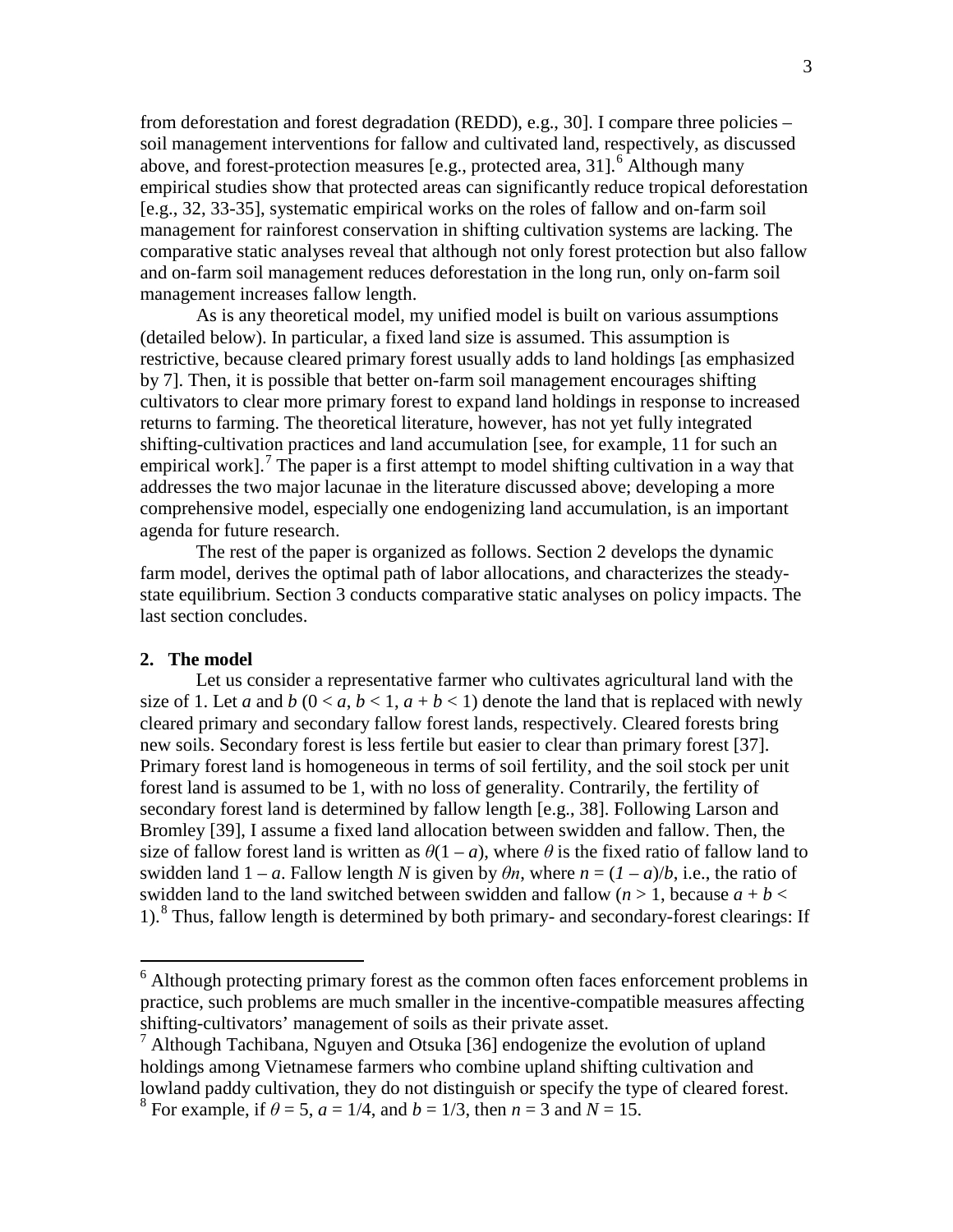from deforestation and forest degradation (REDD), e.g., 30]. I compare three policies – soil management interventions for fallow and cultivated land, respectively, as discussed above, and forest-protection measures [e.g., protected area, 31].[6] Although many empirical studies show that protected areas can significantly reduce tropical deforestation [e.g., 32, 33-35], systematic empirical works on the roles of fallow and on-farm soil management for rainforest conservation in shifting cultivation systems are lacking. The comparative static analyses reveal that although not only forest protection but also fallow and on-farm soil management reduces deforestation in the long run, only on-farm soil management increases fallow length.

As is any theoretical model, my unified model is built on various assumptions (detailed below). In particular, a fixed land size is assumed. This assumption is restrictive, because cleared primary forest usually adds to land holdings [as emphasized by 7]. Then, it is possible that better on-farm soil management encourages shifting cultivators to clear more primary forest to expand land holdings in response to increased returns to farming. The theoretical literature, however, has not yet fully integrated shifting-cultivation practices and land accumulation [see, for example, 11 for such an empirical work].[7] The paper is a first attempt to model shifting cultivation in a way that addresses the two major lacunae in the literature discussed above; developing a more comprehensive model, especially one endogenizing land accumulation, is an important agenda for future research.

The rest of the paper is organized as follows. Section 2 develops the dynamic farm model, derives the optimal path of labor allocations, and characterizes the steady-state equilibrium. Section 3 conducts comparative static analyses on policy impacts. The last section concludes.

## 2. The model

Let us consider a representative farmer who cultivates agricultural land with the size of 1. Let $a$ and $b$ ($0 < a, b < 1$, $a + b < 1$) denote the land that is replaced with newly cleared primary and secondary fallow forest lands, respectively. Cleared forests bring new soils. Secondary forest is less fertile but easier to clear than primary forest [37]. Primary forest land is homogeneous in terms of soil fertility, and the soil stock per unit forest land is assumed to be 1, with no loss of generality. Contrarily, the fertility of secondary forest land is determined by fallow length [e.g., 38]. Following Larson and Bromley [39], I assume a fixed land allocation between swidden and fallow. Then, the size of fallow forest land is written as $\theta(1 - a)$, where $\theta$ is the fixed ratio of fallow land to swidden land $1 - a$. Fallow length $N$ is given by $\theta n$, where $n = (1 - a)/b$, i.e., the ratio of swidden land to the land switched between swidden and fallow ($n > 1$, because $a + b < 1$).[8] Thus, fallow length is determined by both primary- and secondary-forest clearings: If

[6] Although protecting primary forest as the common often faces enforcement problems in practice, such problems are much smaller in the incentive-compatible measures affecting shifting-cultivators' management of soils as their private asset.

[7] Although Tachibana, Nguyen and Otsuka [36] endogenize the evolution of upland holdings among Vietnamese farmers who combine upland shifting cultivation and lowland paddy cultivation, they do not distinguish or specify the type of cleared forest.

[8] For example, if $\theta = 5$, $a = 1/4$, and $b = 1/3$, then $n = 3$ and $N = 15$.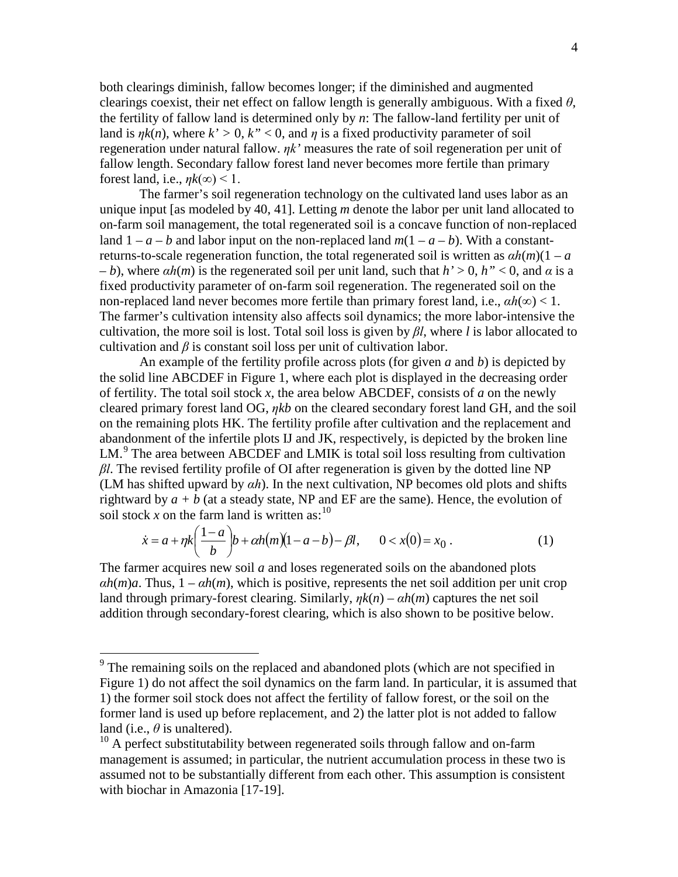both clearings diminish, fallow becomes longer; if the diminished and augmented clearings coexist, their net effect on fallow length is generally ambiguous. With a fixed $\theta$, the fertility of fallow land is determined only by $n$: The fallow-land fertility per unit of land is $\eta k(n)$, where $k' > 0$, $k'' < 0$, and $\eta$ is a fixed productivity parameter of soil regeneration under natural fallow. $\eta k'$ measures the rate of soil regeneration per unit of fallow length. Secondary fallow forest land never becomes more fertile than primary forest land, i.e., $\eta k(\infty) < 1$.

The farmer's soil regeneration technology on the cultivated land uses labor as an unique input [as modeled by 40, 41]. Letting $m$ denote the labor per unit land allocated to on-farm soil management, the total regenerated soil is a concave function of non-replaced land $1 - a - b$ and labor input on the non-replaced land $m(1 - a - b)$. With a constant-returns-to-scale regeneration function, the total regenerated soil is written as $\alpha h(m)(1 - a - b)$, where $\alpha h(m)$ is the regenerated soil per unit land, such that $h' > 0$, $h'' < 0$, and $\alpha$ is a fixed productivity parameter of on-farm soil regeneration. The regenerated soil on the non-replaced land never becomes more fertile than primary forest land, i.e., $\alpha h(\infty) < 1$. The farmer's cultivation intensity also affects soil dynamics; the more labor-intensive the cultivation, the more soil is lost. Total soil loss is given by $\beta l$, where $l$ is labor allocated to cultivation and $\beta$ is constant soil loss per unit of cultivation labor.

An example of the fertility profile across plots (for given $a$ and $b$) is depicted by the solid line ABCDEF in Figure 1, where each plot is displayed in the decreasing order of fertility. The total soil stock $x$, the area below ABCDEF, consists of $a$ on the newly cleared primary forest land OG, $\eta kb$ on the cleared secondary forest land GH, and the soil on the remaining plots HK. The fertility profile after cultivation and the replacement and abandonment of the infertile plots IJ and JK, respectively, is depicted by the broken line LM.[9] The area between ABCDEF and LMIK is total soil loss resulting from cultivation $\beta l$. The revised fertility profile of OI after regeneration is given by the dotted line NP (LM has shifted upward by $\alpha h$). In the next cultivation, NP becomes old plots and shifts rightward by $a + b$ (at a steady state, NP and EF are the same). Hence, the evolution of soil stock $x$ on the farm land is written as:[10]

$$\dot{x} = a + \eta k\left(\frac{1-a}{b}\right)b + \alpha h(m)(1 - a - b) - \beta l, \qquad 0 < x(0) = x_0 \,. \tag{1}$$

The farmer acquires new soil $a$ and loses regenerated soils on the abandoned plots $\alpha h(m)a$. Thus, $1 - \alpha h(m)$, which is positive, represents the net soil addition per unit crop land through primary-forest clearing. Similarly, $\eta k(n) - \alpha h(m)$ captures the net soil addition through secondary-forest clearing, which is also shown to be positive below.

---

[9] The remaining soils on the replaced and abandoned plots (which are not specified in Figure 1) do not affect the soil dynamics on the farm land. In particular, it is assumed that 1) the former soil stock does not affect the fertility of fallow forest, or the soil on the former land is used up before replacement, and 2) the latter plot is not added to fallow land (i.e., $\theta$ is unaltered).

[10] A perfect substitutability between regenerated soils through fallow and on-farm management is assumed; in particular, the nutrient accumulation process in these two is assumed not to be substantially different from each other. This assumption is consistent with biochar in Amazonia [17-19].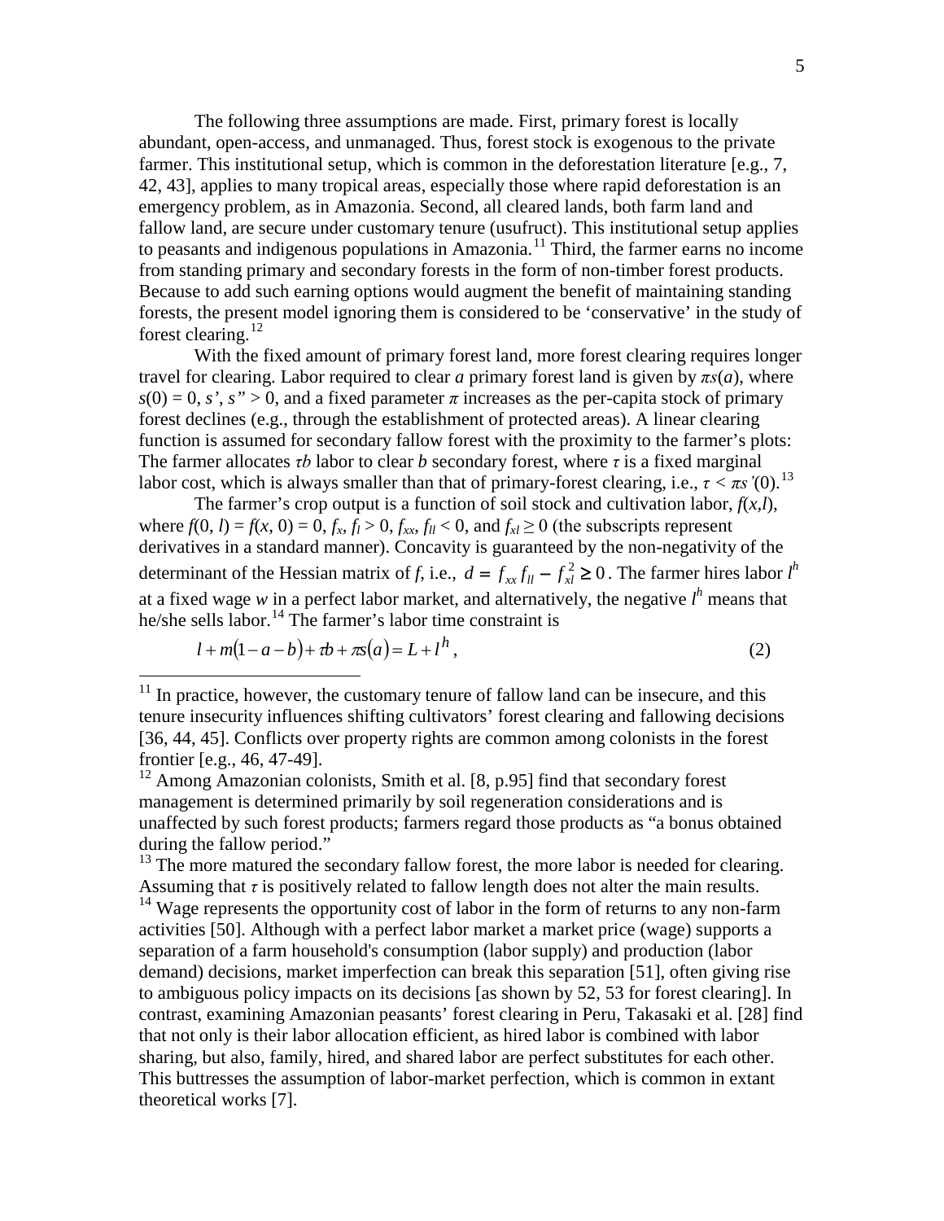The following three assumptions are made. First, primary forest is locally abundant, open-access, and unmanaged. Thus, forest stock is exogenous to the private farmer. This institutional setup, which is common in the deforestation literature [e.g., 7, 42, 43], applies to many tropical areas, especially those where rapid deforestation is an emergency problem, as in Amazonia. Second, all cleared lands, both farm land and fallow land, are secure under customary tenure (usufruct). This institutional setup applies to peasants and indigenous populations in Amazonia.[11] Third, the farmer earns no income from standing primary and secondary forests in the form of non-timber forest products. Because to add such earning options would augment the benefit of maintaining standing forests, the present model ignoring them is considered to be 'conservative' in the study of forest clearing.[12]

With the fixed amount of primary forest land, more forest clearing requires longer travel for clearing. Labor required to clear $a$ primary forest land is given by $\pi s(a)$, where $s(0) = 0$, $s'$, $s'' > 0$, and a fixed parameter $\pi$ increases as the per-capita stock of primary forest declines (e.g., through the establishment of protected areas). A linear clearing function is assumed for secondary fallow forest with the proximity to the farmer's plots: The farmer allocates $\tau b$ labor to clear $b$ secondary forest, where $\tau$ is a fixed marginal labor cost, which is always smaller than that of primary-forest clearing, i.e., $\tau < \pi s'(0)$.[13]

The farmer's crop output is a function of soil stock and cultivation labor, $f(x,l)$, where $f(0, l) = f(x, 0) = 0$, $f_x, f_l > 0$, $f_{xx}, f_{ll} < 0$, and $f_{xl} \geq 0$ (the subscripts represent derivatives in a standard manner). Concavity is guaranteed by the non-negativity of the determinant of the Hessian matrix of $f$, i.e., $d = f_{xx} f_{ll} - f_{xl}^2 \geq 0$. The farmer hires labor $l^h$ at a fixed wage $w$ in a perfect labor market, and alternatively, the negative $l^h$ means that he/she sells labor.[14] The farmer's labor time constraint is

$$l + m(1 - a - b) + \tau b + \pi s(a) = L + l^h, \tag{2}$$

[11] In practice, however, the customary tenure of fallow land can be insecure, and this tenure insecurity influences shifting cultivators' forest clearing and fallowing decisions [36, 44, 45]. Conflicts over property rights are common among colonists in the forest frontier [e.g., 46, 47-49].

[12] Among Amazonian colonists, Smith et al. [8, p.95] find that secondary forest management is determined primarily by soil regeneration considerations and is unaffected by such forest products; farmers regard those products as "a bonus obtained during the fallow period."

[13] The more matured the secondary fallow forest, the more labor is needed for clearing. Assuming that $\tau$ is positively related to fallow length does not alter the main results.

[14] Wage represents the opportunity cost of labor in the form of returns to any non-farm activities [50]. Although with a perfect labor market a market price (wage) supports a separation of a farm household's consumption (labor supply) and production (labor demand) decisions, market imperfection can break this separation [51], often giving rise to ambiguous policy impacts on its decisions [as shown by 52, 53 for forest clearing]. In contrast, examining Amazonian peasants' forest clearing in Peru, Takasaki et al. [28] find that not only is their labor allocation efficient, as hired labor is combined with labor sharing, but also, family, hired, and shared labor are perfect substitutes for each other. This buttresses the assumption of labor-market perfection, which is common in extant theoretical works [7].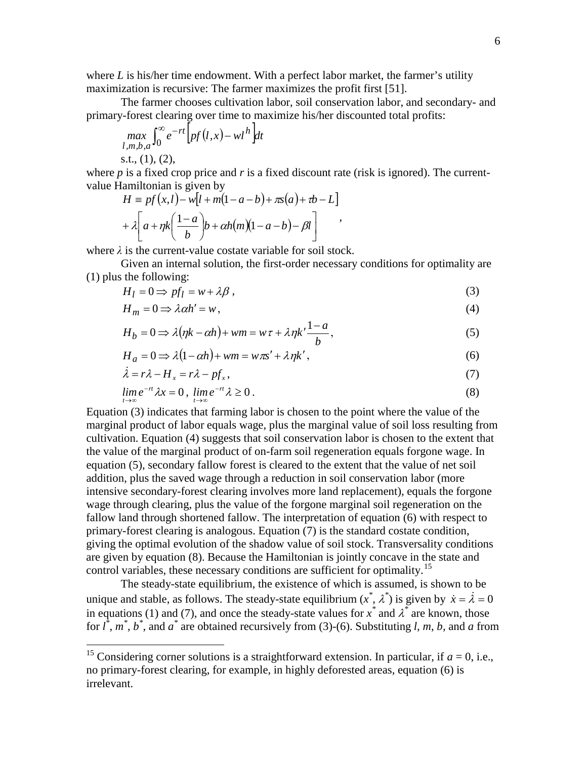where $L$ is his/her time endowment. With a perfect labor market, the farmer's utility maximization is recursive: The farmer maximizes the profit first [51].

The farmer chooses cultivation labor, soil conservation labor, and secondary- and primary-forest clearing over time to maximize his/her discounted total profits:

$$\max_{l,m,b,a} \int_0^\infty e^{-rt}\left[pf(l,x) - wl^h\right]dt$$

s.t., (1), (2),

where $p$ is a fixed crop price and $r$ is a fixed discount rate (risk is ignored). The current-value Hamiltonian is given by

$$H \equiv pf(x,l) - w\left[l + m(1-a-b) + \pi s(a) + \tau b - L\right] + \lambda\left[a + \eta k\left(\frac{1-a}{b}\right)b + \alpha h(m)(1-a-b) - \beta l\right],$$

where $\lambda$ is the current-value costate variable for soil stock.

Given an internal solution, the first-order necessary conditions for optimality are (1) plus the following:

$$H_l = 0 \Rightarrow pf_l = w + \lambda\beta\,, \tag{3}$$

$$H_m = 0 \Rightarrow \lambda\alpha h' = w\,, \tag{4}$$

$$H_b = 0 \Rightarrow \lambda(\eta k - \alpha h) + wm = w\tau + \lambda\eta k'\frac{1-a}{b}\,, \tag{5}$$

$$H_a = 0 \Rightarrow \lambda(1-\alpha h) + wm = w\pi s' + \lambda\eta k'\,, \tag{6}$$

$$\dot{\lambda} = r\lambda - H_x = r\lambda - pf_x\,, \tag{7}$$

$$\lim_{t\to\infty} e^{-rt}\lambda x = 0\,,\ \lim_{t\to\infty} e^{-rt}\lambda \geq 0\,. \tag{8}$$

Equation (3) indicates that farming labor is chosen to the point where the value of the marginal product of labor equals wage, plus the marginal value of soil loss resulting from cultivation. Equation (4) suggests that soil conservation labor is chosen to the extent that the value of the marginal product of on-farm soil regeneration equals forgone wage. In equation (5), secondary fallow forest is cleared to the extent that the value of net soil addition, plus the saved wage through a reduction in soil conservation labor (more intensive secondary-forest clearing involves more land replacement), equals the forgone wage through clearing, plus the value of the forgone marginal soil regeneration on the fallow land through shortened fallow. The interpretation of equation (6) with respect to primary-forest clearing is analogous. Equation (7) is the standard costate condition, giving the optimal evolution of the shadow value of soil stock. Transversality conditions are given by equation (8). Because the Hamiltonian is jointly concave in the state and control variables, these necessary conditions are sufficient for optimality.[15]

The steady-state equilibrium, the existence of which is assumed, is shown to be unique and stable, as follows. The steady-state equilibrium ($x^*$, $\lambda^*$) is given by $\dot{x} = \dot{\lambda} = 0$ in equations (1) and (7), and once the steady-state values for $x^*$ and $\lambda^*$ are known, those for $l^*$, $m^*$, $b^*$, and $a^*$ are obtained recursively from (3)-(6). Substituting $l$, $m$, $b$, and $a$ from

[15] Considering corner solutions is a straightforward extension. In particular, if $a = 0$, i.e., no primary-forest clearing, for example, in highly deforested areas, equation (6) is irrelevant.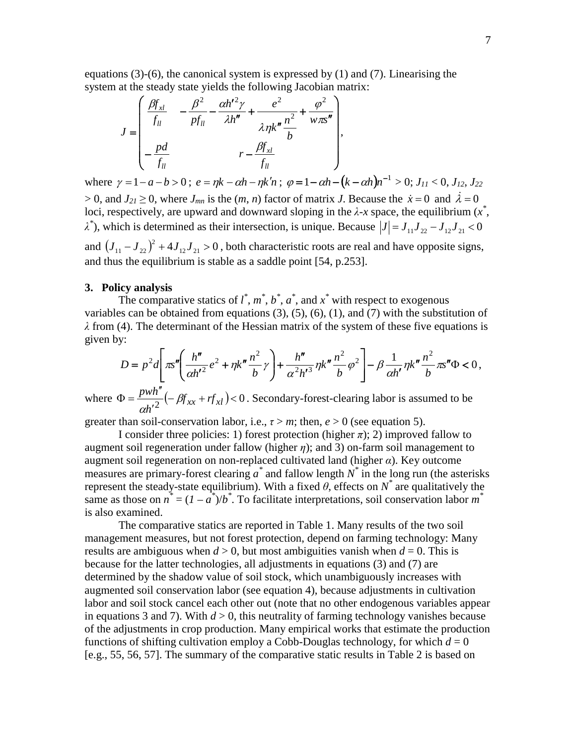equations (3)-(6), the canonical system is expressed by (1) and (7). Linearising the system at the steady state yields the following Jacobian matrix:

$$J = \begin{pmatrix} \dfrac{\beta f_{xl}}{f_{ll}} & -\dfrac{\beta^2}{p f_{ll}} - \dfrac{\alpha h'^2 \gamma}{\lambda h''} + \dfrac{e^2}{\lambda \eta k'' \dfrac{n^2}{b}} + \dfrac{\varphi^2}{w \pi s''} \\ -\dfrac{pd}{f_{ll}} & r - \dfrac{\beta f_{xl}}{f_{ll}} \end{pmatrix},$$

where $\gamma = 1 - a - b > 0$; $e = \eta k - \alpha h - \eta k' n$; $\varphi = 1 - \alpha h - (k - \alpha h) n^{-1} > 0$; $J_{11} < 0$, $J_{12}$, $J_{22} > 0$, and $J_{21} \geq 0$, where $J_{mn}$ is the ($m$, $n$) factor of matrix $J$. Because the $\dot{x} = 0$ and $\dot{\lambda} = 0$ loci, respectively, are upward and downward sloping in the $\lambda$-$x$ space, the equilibrium ($x^*$, $\lambda^*$), which is determined as their intersection, is unique. Because $|J| = J_{11}J_{22} - J_{12}J_{21} < 0$ and $(J_{11} - J_{22})^2 + 4J_{12}J_{21} > 0$, both characteristic roots are real and have opposite signs, and thus the equilibrium is stable as a saddle point [54, p.253].

### 3. Policy analysis

The comparative statics of $l^*$, $m^*$, $b^*$, $a^*$, and $x^*$ with respect to exogenous variables can be obtained from equations (3), (5), (6), (1), and (7) with the substitution of $\lambda$ from (4). The determinant of the Hessian matrix of the system of these five equations is given by:

$$D = p^2 d \left[ \pi s'' \left( \frac{h''}{\alpha h'^2} e^2 + \eta k'' \frac{n^2}{b} \gamma \right) + \frac{h''}{\alpha^2 h'^3} \eta k'' \frac{n^2}{b} \varphi^2 \right] - \beta \frac{1}{\alpha h'} \eta k'' \frac{n^2}{b} \pi s'' \Phi < 0,$$

where $\Phi = \dfrac{p w h''}{\alpha h'^2} \left( -\beta f_{xx} + r f_{xl} \right) < 0$. Secondary-forest-clearing labor is assumed to be greater than soil-conservation labor, i.e., $\tau > m$; then, $e > 0$ (see equation 5).

I consider three policies: 1) forest protection (higher $\pi$); 2) improved fallow to augment soil regeneration under fallow (higher $\eta$); and 3) on-farm soil management to augment soil regeneration on non-replaced cultivated land (higher $\alpha$). Key outcome measures are primary-forest clearing $a^*$ and fallow length $N^*$ in the long run (the asterisks represent the steady-state equilibrium). With a fixed $\theta$, effects on $N^*$ are qualitatively the same as those on $n^* = (1 - a^*)/b^*$. To facilitate interpretations, soil conservation labor $m^*$ is also examined.

The comparative statics are reported in Table 1. Many results of the two soil management measures, but not forest protection, depend on farming technology: Many results are ambiguous when $d > 0$, but most ambiguities vanish when $d = 0$. This is because for the latter technologies, all adjustments in equations (3) and (7) are determined by the shadow value of soil stock, which unambiguously increases with augmented soil conservation labor (see equation 4), because adjustments in cultivation labor and soil stock cancel each other out (note that no other endogenous variables appear in equations 3 and 7). With $d > 0$, this neutrality of farming technology vanishes because of the adjustments in crop production. Many empirical works that estimate the production functions of shifting cultivation employ a Cobb-Douglas technology, for which $d = 0$ [e.g., 55, 56, 57]. The summary of the comparative static results in Table 2 is based on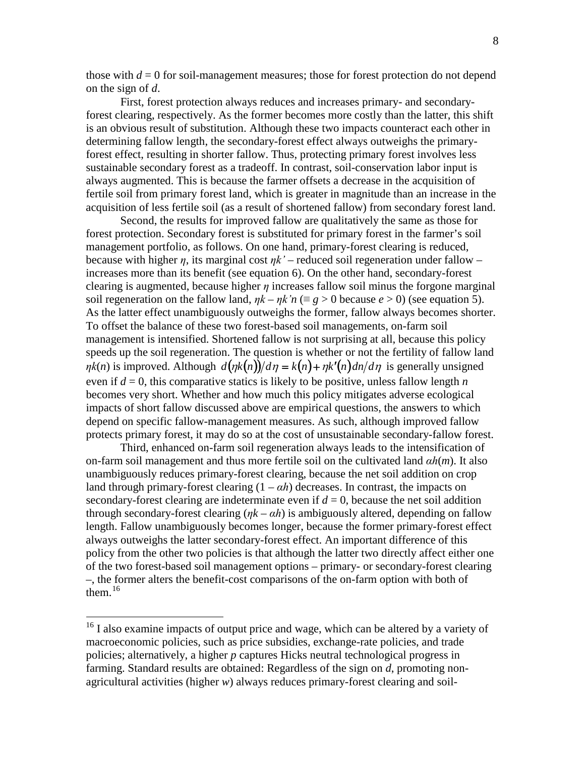those with $d = 0$ for soil-management measures; those for forest protection do not depend on the sign of $d$.

First, forest protection always reduces and increases primary- and secondary-forest clearing, respectively. As the former becomes more costly than the latter, this shift is an obvious result of substitution. Although these two impacts counteract each other in determining fallow length, the secondary-forest effect always outweighs the primary-forest effect, resulting in shorter fallow. Thus, protecting primary forest involves less sustainable secondary forest as a tradeoff. In contrast, soil-conservation labor input is always augmented. This is because the farmer offsets a decrease in the acquisition of fertile soil from primary forest land, which is greater in magnitude than an increase in the acquisition of less fertile soil (as a result of shortened fallow) from secondary forest land.

Second, the results for improved fallow are qualitatively the same as those for forest protection. Secondary forest is substituted for primary forest in the farmer's soil management portfolio, as follows. On one hand, primary-forest clearing is reduced, because with higher $\eta$, its marginal cost $\eta k'$ – reduced soil regeneration under fallow – increases more than its benefit (see equation 6). On the other hand, secondary-forest clearing is augmented, because higher $\eta$ increases fallow soil minus the forgone marginal soil regeneration on the fallow land, $\eta k - \eta k' n$ ($\equiv g > 0$ because $e > 0$) (see equation 5). As the latter effect unambiguously outweighs the former, fallow always becomes shorter. To offset the balance of these two forest-based soil managements, on-farm soil management is intensified. Shortened fallow is not surprising at all, because this policy speeds up the soil regeneration. The question is whether or not the fertility of fallow land $\eta k(n)$ is improved. Although $d(\eta k(n))/d\eta = k(n) + \eta k'(n) dn/d\eta$ is generally unsigned even if $d = 0$, this comparative statics is likely to be positive, unless fallow length $n$ becomes very short. Whether and how much this policy mitigates adverse ecological impacts of short fallow discussed above are empirical questions, the answers to which depend on specific fallow-management measures. As such, although improved fallow protects primary forest, it may do so at the cost of unsustainable secondary-fallow forest.

Third, enhanced on-farm soil regeneration always leads to the intensification of on-farm soil management and thus more fertile soil on the cultivated land $\alpha h(m)$. It also unambiguously reduces primary-forest clearing, because the net soil addition on crop land through primary-forest clearing $(1 - \alpha h)$ decreases. In contrast, the impacts on secondary-forest clearing are indeterminate even if $d = 0$, because the net soil addition through secondary-forest clearing $(\eta k - \alpha h)$ is ambiguously altered, depending on fallow length. Fallow unambiguously becomes longer, because the former primary-forest effect always outweighs the latter secondary-forest effect. An important difference of this policy from the other two policies is that although the latter two directly affect either one of the two forest-based soil management options – primary- or secondary-forest clearing –, the former alters the benefit-cost comparisons of the on-farm option with both of them.[16]

[16] I also examine impacts of output price and wage, which can be altered by a variety of macroeconomic policies, such as price subsidies, exchange-rate policies, and trade policies; alternatively, a higher $p$ captures Hicks neutral technological progress in farming. Standard results are obtained: Regardless of the sign on $d$, promoting non-agricultural activities (higher $w$) always reduces primary-forest clearing and soil-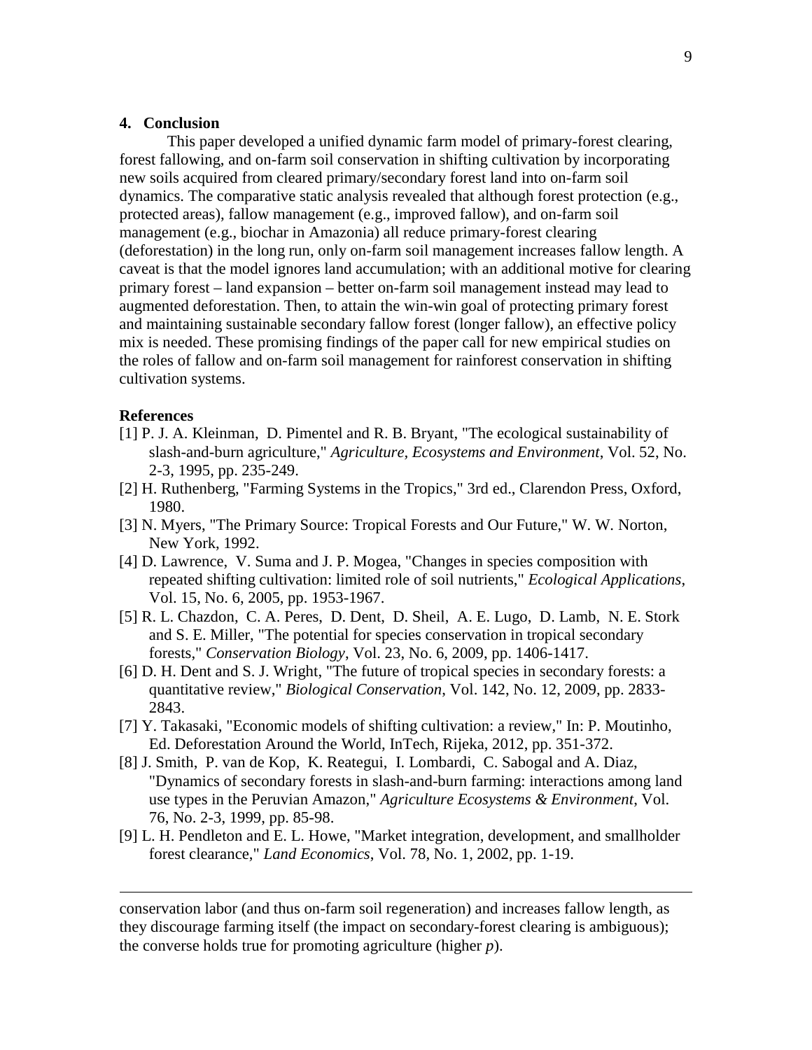## 4. Conclusion

This paper developed a unified dynamic farm model of primary-forest clearing, forest fallowing, and on-farm soil conservation in shifting cultivation by incorporating new soils acquired from cleared primary/secondary forest land into on-farm soil dynamics. The comparative static analysis revealed that although forest protection (e.g., protected areas), fallow management (e.g., improved fallow), and on-farm soil management (e.g., biochar in Amazonia) all reduce primary-forest clearing (deforestation) in the long run, only on-farm soil management increases fallow length. A caveat is that the model ignores land accumulation; with an additional motive for clearing primary forest – land expansion – better on-farm soil management instead may lead to augmented deforestation. Then, to attain the win-win goal of protecting primary forest and maintaining sustainable secondary fallow forest (longer fallow), an effective policy mix is needed. These promising findings of the paper call for new empirical studies on the roles of fallow and on-farm soil management for rainforest conservation in shifting cultivation systems.

## References

[1] P. J. A. Kleinman, D. Pimentel and R. B. Bryant, "The ecological sustainability of slash-and-burn agriculture," *Agriculture, Ecosystems and Environment*, Vol. 52, No. 2-3, 1995, pp. 235-249.

[2] H. Ruthenberg, "Farming Systems in the Tropics," 3rd ed., Clarendon Press, Oxford, 1980.

[3] N. Myers, "The Primary Source: Tropical Forests and Our Future," W. W. Norton, New York, 1992.

[4] D. Lawrence, V. Suma and J. P. Mogea, "Changes in species composition with repeated shifting cultivation: limited role of soil nutrients," *Ecological Applications*, Vol. 15, No. 6, 2005, pp. 1953-1967.

[5] R. L. Chazdon, C. A. Peres, D. Dent, D. Sheil, A. E. Lugo, D. Lamb, N. E. Stork and S. E. Miller, "The potential for species conservation in tropical secondary forests," *Conservation Biology*, Vol. 23, No. 6, 2009, pp. 1406-1417.

[6] D. H. Dent and S. J. Wright, "The future of tropical species in secondary forests: a quantitative review," *Biological Conservation*, Vol. 142, No. 12, 2009, pp. 2833-2843.

[7] Y. Takasaki, "Economic models of shifting cultivation: a review," In: P. Moutinho, Ed. Deforestation Around the World, InTech, Rijeka, 2012, pp. 351-372.

[8] J. Smith, P. van de Kop, K. Reategui, I. Lombardi, C. Sabogal and A. Diaz, "Dynamics of secondary forests in slash-and-burn farming: interactions among land use types in the Peruvian Amazon," *Agriculture Ecosystems & Environment*, Vol. 76, No. 2-3, 1999, pp. 85-98.

[9] L. H. Pendleton and E. L. Howe, "Market integration, development, and smallholder forest clearance," *Land Economics*, Vol. 78, No. 1, 2002, pp. 1-19.

---

conservation labor (and thus on-farm soil regeneration) and increases fallow length, as they discourage farming itself (the impact on secondary-forest clearing is ambiguous); the converse holds true for promoting agriculture (higher $p$).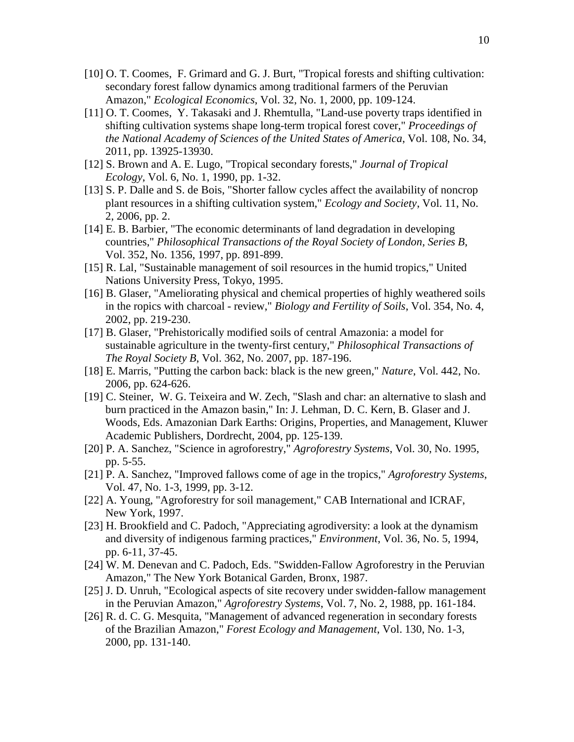[10] O. T. Coomes, F. Grimard and G. J. Burt, "Tropical forests and shifting cultivation: secondary forest fallow dynamics among traditional farmers of the Peruvian Amazon," *Ecological Economics*, Vol. 32, No. 1, 2000, pp. 109-124.

[11] O. T. Coomes, Y. Takasaki and J. Rhemtulla, "Land-use poverty traps identified in shifting cultivation systems shape long-term tropical forest cover," *Proceedings of the National Academy of Sciences of the United States of America*, Vol. 108, No. 34, 2011, pp. 13925-13930.

[12] S. Brown and A. E. Lugo, "Tropical secondary forests," *Journal of Tropical Ecology*, Vol. 6, No. 1, 1990, pp. 1-32.

[13] S. P. Dalle and S. de Bois, "Shorter fallow cycles affect the availability of noncrop plant resources in a shifting cultivation system," *Ecology and Society*, Vol. 11, No. 2, 2006, pp. 2.

[14] E. B. Barbier, "The economic determinants of land degradation in developing countries," *Philosophical Transactions of the Royal Society of London, Series B*, Vol. 352, No. 1356, 1997, pp. 891-899.

[15] R. Lal, "Sustainable management of soil resources in the humid tropics," United Nations University Press, Tokyo, 1995.

[16] B. Glaser, "Ameliorating physical and chemical properties of highly weathered soils in the ropics with charcoal - review," *Biology and Fertility of Soils*, Vol. 354, No. 4, 2002, pp. 219-230.

[17] B. Glaser, "Prehistorically modified soils of central Amazonia: a model for sustainable agriculture in the twenty-first century," *Philosophical Transactions of The Royal Society B*, Vol. 362, No. 2007, pp. 187-196.

[18] E. Marris, "Putting the carbon back: black is the new green," *Nature*, Vol. 442, No. 2006, pp. 624-626.

[19] C. Steiner, W. G. Teixeira and W. Zech, "Slash and char: an alternative to slash and burn practiced in the Amazon basin," In: J. Lehman, D. C. Kern, B. Glaser and J. Woods, Eds. Amazonian Dark Earths: Origins, Properties, and Management, Kluwer Academic Publishers, Dordrecht, 2004, pp. 125-139.

[20] P. A. Sanchez, "Science in agroforestry," *Agroforestry Systems*, Vol. 30, No. 1995, pp. 5-55.

[21] P. A. Sanchez, "Improved fallows come of age in the tropics," *Agroforestry Systems*, Vol. 47, No. 1-3, 1999, pp. 3-12.

[22] A. Young, "Agroforestry for soil management," CAB International and ICRAF, New York, 1997.

[23] H. Brookfield and C. Padoch, "Appreciating agrodiversity: a look at the dynamism and diversity of indigenous farming practices," *Environment*, Vol. 36, No. 5, 1994, pp. 6-11, 37-45.

[24] W. M. Denevan and C. Padoch, Eds. "Swidden-Fallow Agroforestry in the Peruvian Amazon," The New York Botanical Garden, Bronx, 1987.

[25] J. D. Unruh, "Ecological aspects of site recovery under swidden-fallow management in the Peruvian Amazon," *Agroforestry Systems*, Vol. 7, No. 2, 1988, pp. 161-184.

[26] R. d. C. G. Mesquita, "Management of advanced regeneration in secondary forests of the Brazilian Amazon," *Forest Ecology and Management*, Vol. 130, No. 1-3, 2000, pp. 131-140.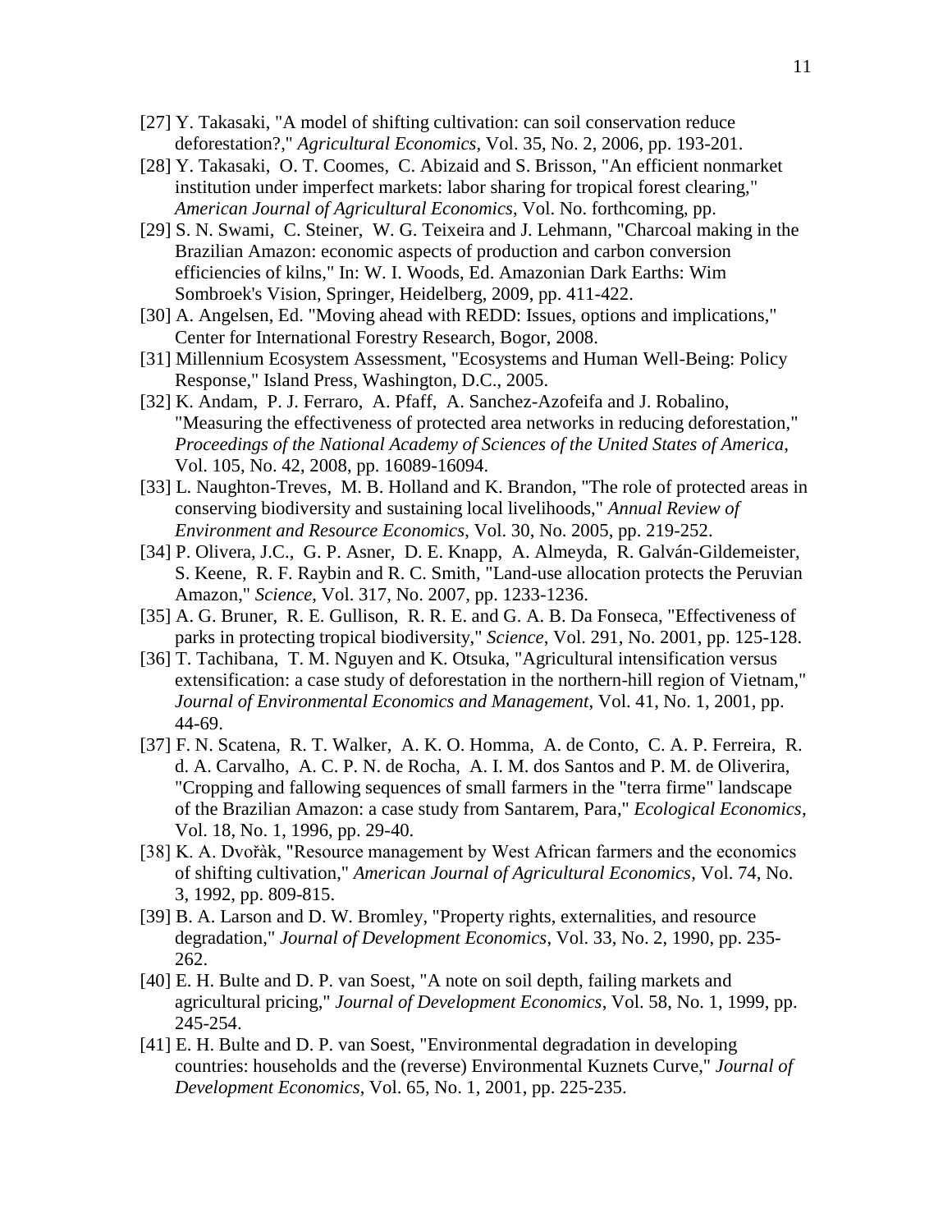[27] Y. Takasaki, "A model of shifting cultivation: can soil conservation reduce deforestation?," *Agricultural Economics*, Vol. 35, No. 2, 2006, pp. 193-201.

[28] Y. Takasaki, O. T. Coomes, C. Abizaid and S. Brisson, "An efficient nonmarket institution under imperfect markets: labor sharing for tropical forest clearing," *American Journal of Agricultural Economics*, Vol. No. forthcoming, pp.

[29] S. N. Swami, C. Steiner, W. G. Teixeira and J. Lehmann, "Charcoal making in the Brazilian Amazon: economic aspects of production and carbon conversion efficiencies of kilns," In: W. I. Woods, Ed. Amazonian Dark Earths: Wim Sombroek's Vision, Springer, Heidelberg, 2009, pp. 411-422.

[30] A. Angelsen, Ed. "Moving ahead with REDD: Issues, options and implications," Center for International Forestry Research, Bogor, 2008.

[31] Millennium Ecosystem Assessment, "Ecosystems and Human Well-Being: Policy Response," Island Press, Washington, D.C., 2005.

[32] K. Andam, P. J. Ferraro, A. Pfaff, A. Sanchez-Azofeifa and J. Robalino, "Measuring the effectiveness of protected area networks in reducing deforestation," *Proceedings of the National Academy of Sciences of the United States of America*, Vol. 105, No. 42, 2008, pp. 16089-16094.

[33] L. Naughton-Treves, M. B. Holland and K. Brandon, "The role of protected areas in conserving biodiversity and sustaining local livelihoods," *Annual Review of Environment and Resource Economics*, Vol. 30, No. 2005, pp. 219-252.

[34] P. Olivera, J.C., G. P. Asner, D. E. Knapp, A. Almeyda, R. Galván-Gildemeister, S. Keene, R. F. Raybin and R. C. Smith, "Land-use allocation protects the Peruvian Amazon," *Science*, Vol. 317, No. 2007, pp. 1233-1236.

[35] A. G. Bruner, R. E. Gullison, R. R. E. and G. A. B. Da Fonseca, "Effectiveness of parks in protecting tropical biodiversity," *Science*, Vol. 291, No. 2001, pp. 125-128.

[36] T. Tachibana, T. M. Nguyen and K. Otsuka, "Agricultural intensification versus extensification: a case study of deforestation in the northern-hill region of Vietnam," *Journal of Environmental Economics and Management*, Vol. 41, No. 1, 2001, pp. 44-69.

[37] F. N. Scatena, R. T. Walker, A. K. O. Homma, A. de Conto, C. A. P. Ferreira, R. d. A. Carvalho, A. C. P. N. de Rocha, A. I. M. dos Santos and P. M. de Oliverira, "Cropping and fallowing sequences of small farmers in the "terra firme" landscape of the Brazilian Amazon: a case study from Santarem, Para," *Ecological Economics*, Vol. 18, No. 1, 1996, pp. 29-40.

[38] K. A. Dvořàk, "Resource management by West African farmers and the economics of shifting cultivation," *American Journal of Agricultural Economics*, Vol. 74, No. 3, 1992, pp. 809-815.

[39] B. A. Larson and D. W. Bromley, "Property rights, externalities, and resource degradation," *Journal of Development Economics*, Vol. 33, No. 2, 1990, pp. 235-262.

[40] E. H. Bulte and D. P. van Soest, "A note on soil depth, failing markets and agricultural pricing," *Journal of Development Economics*, Vol. 58, No. 1, 1999, pp. 245-254.

[41] E. H. Bulte and D. P. van Soest, "Environmental degradation in developing countries: households and the (reverse) Environmental Kuznets Curve," *Journal of Development Economics*, Vol. 65, No. 1, 2001, pp. 225-235.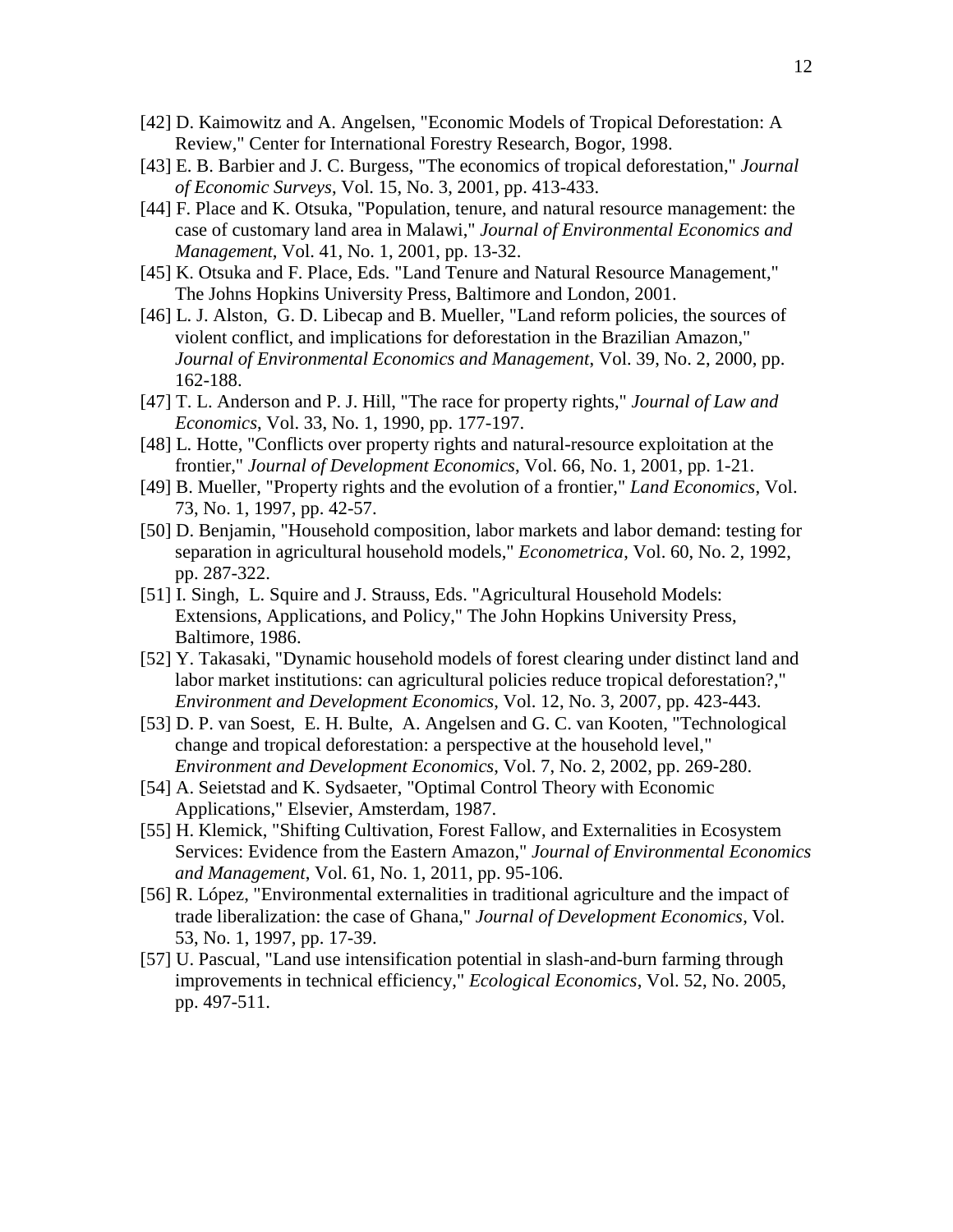[42] D. Kaimowitz and A. Angelsen, "Economic Models of Tropical Deforestation: A Review," Center for International Forestry Research, Bogor, 1998.

[43] E. B. Barbier and J. C. Burgess, "The economics of tropical deforestation," *Journal of Economic Surveys*, Vol. 15, No. 3, 2001, pp. 413-433.

[44] F. Place and K. Otsuka, "Population, tenure, and natural resource management: the case of customary land area in Malawi," *Journal of Environmental Economics and Management*, Vol. 41, No. 1, 2001, pp. 13-32.

[45] K. Otsuka and F. Place, Eds. "Land Tenure and Natural Resource Management," The Johns Hopkins University Press, Baltimore and London, 2001.

[46] L. J. Alston, G. D. Libecap and B. Mueller, "Land reform policies, the sources of violent conflict, and implications for deforestation in the Brazilian Amazon," *Journal of Environmental Economics and Management*, Vol. 39, No. 2, 2000, pp. 162-188.

[47] T. L. Anderson and P. J. Hill, "The race for property rights," *Journal of Law and Economics*, Vol. 33, No. 1, 1990, pp. 177-197.

[48] L. Hotte, "Conflicts over property rights and natural-resource exploitation at the frontier," *Journal of Development Economics*, Vol. 66, No. 1, 2001, pp. 1-21.

[49] B. Mueller, "Property rights and the evolution of a frontier," *Land Economics*, Vol. 73, No. 1, 1997, pp. 42-57.

[50] D. Benjamin, "Household composition, labor markets and labor demand: testing for separation in agricultural household models," *Econometrica*, Vol. 60, No. 2, 1992, pp. 287-322.

[51] I. Singh, L. Squire and J. Strauss, Eds. "Agricultural Household Models: Extensions, Applications, and Policy," The John Hopkins University Press, Baltimore, 1986.

[52] Y. Takasaki, "Dynamic household models of forest clearing under distinct land and labor market institutions: can agricultural policies reduce tropical deforestation?," *Environment and Development Economics*, Vol. 12, No. 3, 2007, pp. 423-443.

[53] D. P. van Soest, E. H. Bulte, A. Angelsen and G. C. van Kooten, "Technological change and tropical deforestation: a perspective at the household level," *Environment and Development Economics*, Vol. 7, No. 2, 2002, pp. 269-280.

[54] A. Seietstad and K. Sydsaeter, "Optimal Control Theory with Economic Applications," Elsevier, Amsterdam, 1987.

[55] H. Klemick, "Shifting Cultivation, Forest Fallow, and Externalities in Ecosystem Services: Evidence from the Eastern Amazon," *Journal of Environmental Economics and Management*, Vol. 61, No. 1, 2011, pp. 95-106.

[56] R. López, "Environmental externalities in traditional agriculture and the impact of trade liberalization: the case of Ghana," *Journal of Development Economics*, Vol. 53, No. 1, 1997, pp. 17-39.

[57] U. Pascual, "Land use intensification potential in slash-and-burn farming through improvements in technical efficiency," *Ecological Economics*, Vol. 52, No. 2005, pp. 497-511.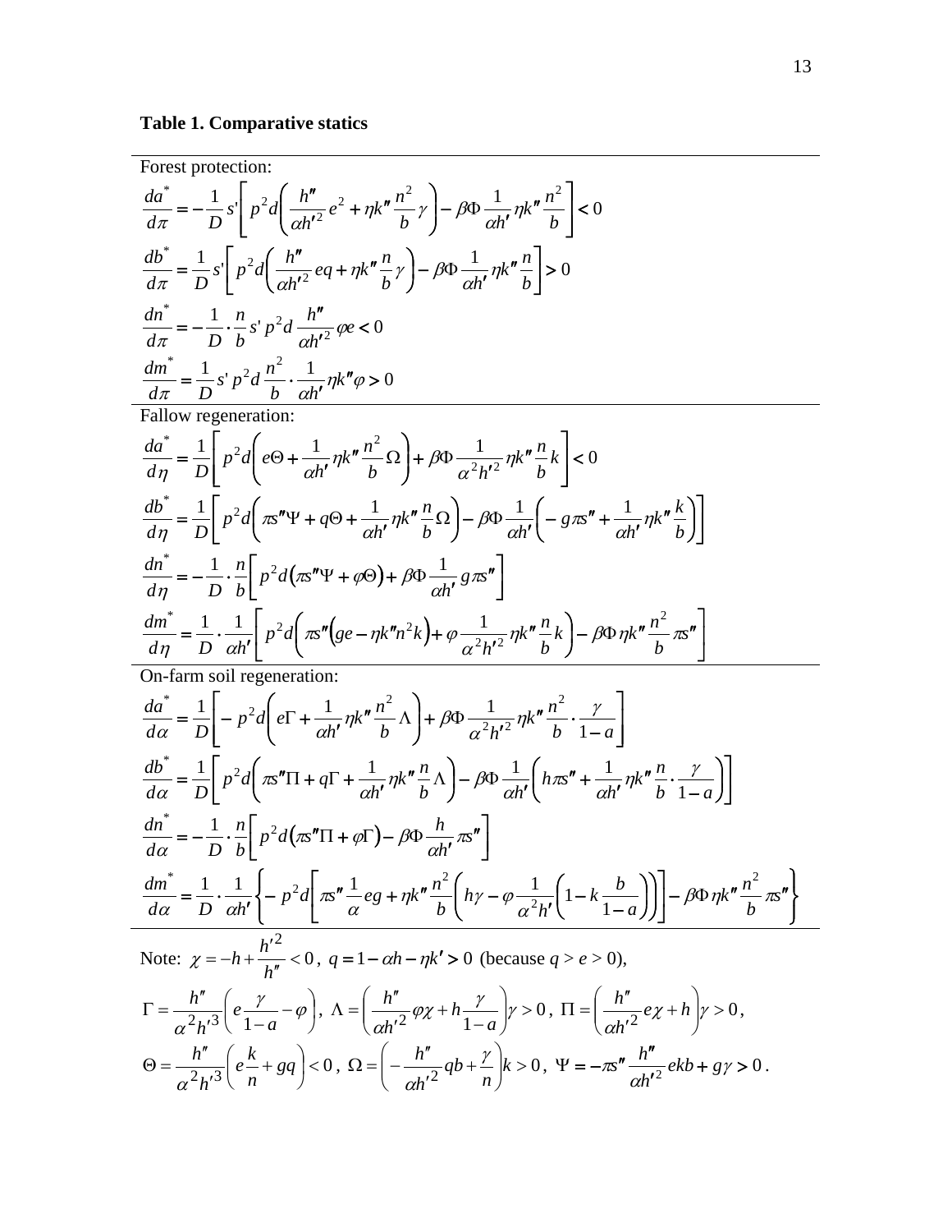**Table 1. Comparative statics**

Forest protection:

$$\frac{da^*}{d\pi} = -\frac{1}{D}s'\left[p^2 d\left(\frac{h''}{\alpha h'^2}e^2 + \eta k''\frac{n^2}{b}\gamma\right) - \beta\Phi\frac{1}{\alpha h'}\eta k''\frac{n^2}{b}\right] < 0$$

$$\frac{db^*}{d\pi} = \frac{1}{D}s'\left[p^2 d\left(\frac{h''}{\alpha h'^2}eq + \eta k''\frac{n}{b}\gamma\right) - \beta\Phi\frac{1}{\alpha h'}\eta k''\frac{n}{b}\right] > 0$$

$$\frac{dn^*}{d\pi} = -\frac{1}{D}\cdot\frac{n}{b}s' p^2 d\frac{h''}{\alpha h'^2}\varphi e < 0$$

$$\frac{dm^*}{d\pi} = \frac{1}{D}s' p^2 d\frac{n^2}{b}\cdot\frac{1}{\alpha h'}\eta k''\varphi > 0$$

Fallow regeneration:

$$\frac{da^*}{d\eta} = \frac{1}{D}\left[p^2 d\left(e\Theta + \frac{1}{\alpha h'}\eta k''\frac{n^2}{b}\Omega\right) + \beta\Phi\frac{1}{\alpha^2 h'^2}\eta k''\frac{n}{b}k\right] < 0$$

$$\frac{db^*}{d\eta} = \frac{1}{D}\left[p^2 d\left(\pi s''\Psi + q\Theta + \frac{1}{\alpha h'}\eta k''\frac{n}{b}\Omega\right) - \beta\Phi\frac{1}{\alpha h'}\left(-g\pi s'' + \frac{1}{\alpha h'}\eta k''\frac{k}{b}\right)\right]$$

$$\frac{dn^*}{d\eta} = -\frac{1}{D}\cdot\frac{n}{b}\left[p^2 d\left(\pi s''\Psi + \varphi\Theta\right) + \beta\Phi\frac{1}{\alpha h'}g\pi s''\right]$$

$$\frac{dm^*}{d\eta} = \frac{1}{D}\cdot\frac{1}{\alpha h'}\left[p^2 d\left(\pi s''\left(ge - \eta k'' n^2 k\right) + \varphi\frac{1}{\alpha^2 h'^2}\eta k''\frac{n}{b}k\right) - \beta\Phi\eta k''\frac{n^2}{b}\pi s''\right]$$

On-farm soil regeneration:

$$\frac{da^*}{d\alpha} = \frac{1}{D}\left[-p^2 d\left(e\Gamma + \frac{1}{\alpha h'}\eta k''\frac{n^2}{b}\Lambda\right) + \beta\Phi\frac{1}{\alpha^2 h'^2}\eta k''\frac{n^2}{b}\cdot\frac{\gamma}{1-a}\right]$$

$$\frac{db^*}{d\alpha} = \frac{1}{D}\left[p^2 d\left(\pi s''\Pi + q\Gamma + \frac{1}{\alpha h'}\eta k''\frac{n}{b}\Lambda\right) - \beta\Phi\frac{1}{\alpha h'}\left(h\pi s'' + \frac{1}{\alpha h'}\eta k''\frac{n}{b}\cdot\frac{\gamma}{1-a}\right)\right]$$

$$\frac{dn^*}{d\alpha} = -\frac{1}{D}\cdot\frac{n}{b}\left[p^2 d\left(\pi s''\Pi + \varphi\Gamma\right) - \beta\Phi\frac{h}{\alpha h'}\pi s''\right]$$

$$\frac{dm^*}{d\alpha} = \frac{1}{D}\cdot\frac{1}{\alpha h'}\left\{-p^2 d\left[\pi s''\frac{1}{\alpha}eg + \eta k''\frac{n^2}{b}\left(h\gamma - \varphi\frac{1}{\alpha^2 h'}\left(1 - k\frac{b}{1-a}\right)\right)\right] - \beta\Phi\eta k''\frac{n^2}{b}\pi s''\right\}$$

Note: $\chi = -h + \frac{h'^2}{h''} < 0$, $q = 1 - \alpha h - \eta k' > 0$ (because $q > e > 0$),

$\Gamma = \frac{h''}{\alpha^2 h'^3}\left(e\frac{\gamma}{1-a} - \varphi\right)$, $\Lambda = \left(\frac{h''}{\alpha h'^2}\varphi\chi + h\frac{\gamma}{1-a}\right)\gamma > 0$, $\Pi = \left(\frac{h''}{\alpha h'^2}e\chi + h\right)\gamma > 0$,

$\Theta = \frac{h''}{\alpha^2 h'^3}\left(e\frac{k}{n} + gq\right) < 0$, $\Omega = \left(-\frac{h''}{\alpha h'^2}qb + \frac{\gamma}{n}\right)k > 0$, $\Psi = -\pi s''\frac{h''}{\alpha h'^2}ekb + g\gamma > 0$.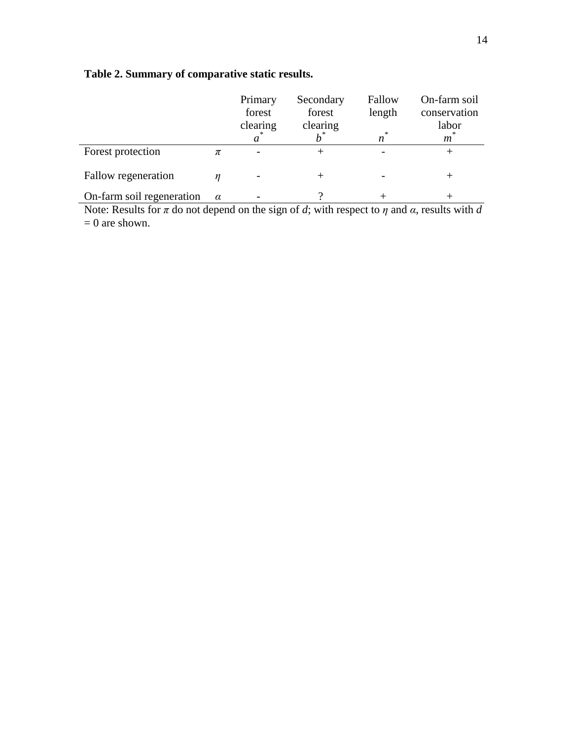**Table 2. Summary of comparative static results.**

| | | Primary forest clearing $a^*$ | Secondary forest clearing $b^*$ | Fallow length $n^*$ | On-farm soil conservation labor $m^*$ |
|---|---|---|---|---|---|
| Forest protection | $\pi$ | - | + | - | + |
| Fallow regeneration | $\eta$ | - | + | - | + |
| On-farm soil regeneration | $\alpha$ | - | ? | + | + |

Note: Results for $\pi$ do not depend on the sign of $d$; with respect to $\eta$ and $\alpha$, results with $d = 0$ are shown.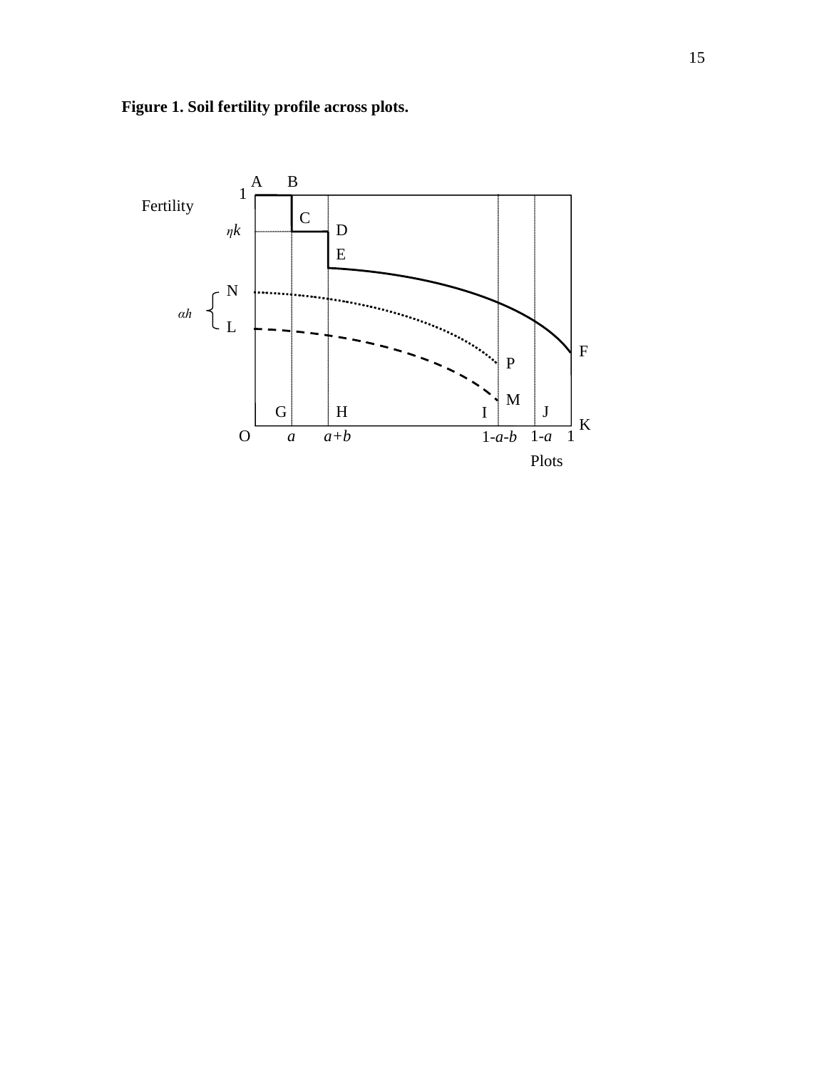**Figure 1. Soil fertility profile across plots.**

Fertility

1

$\eta k$

$\alpha h$

A B C D E N L F P M G H I J K

O $a$ $a+b$ $1\text{-}a\text{-}b$ $1\text{-}a$ 1

Plots